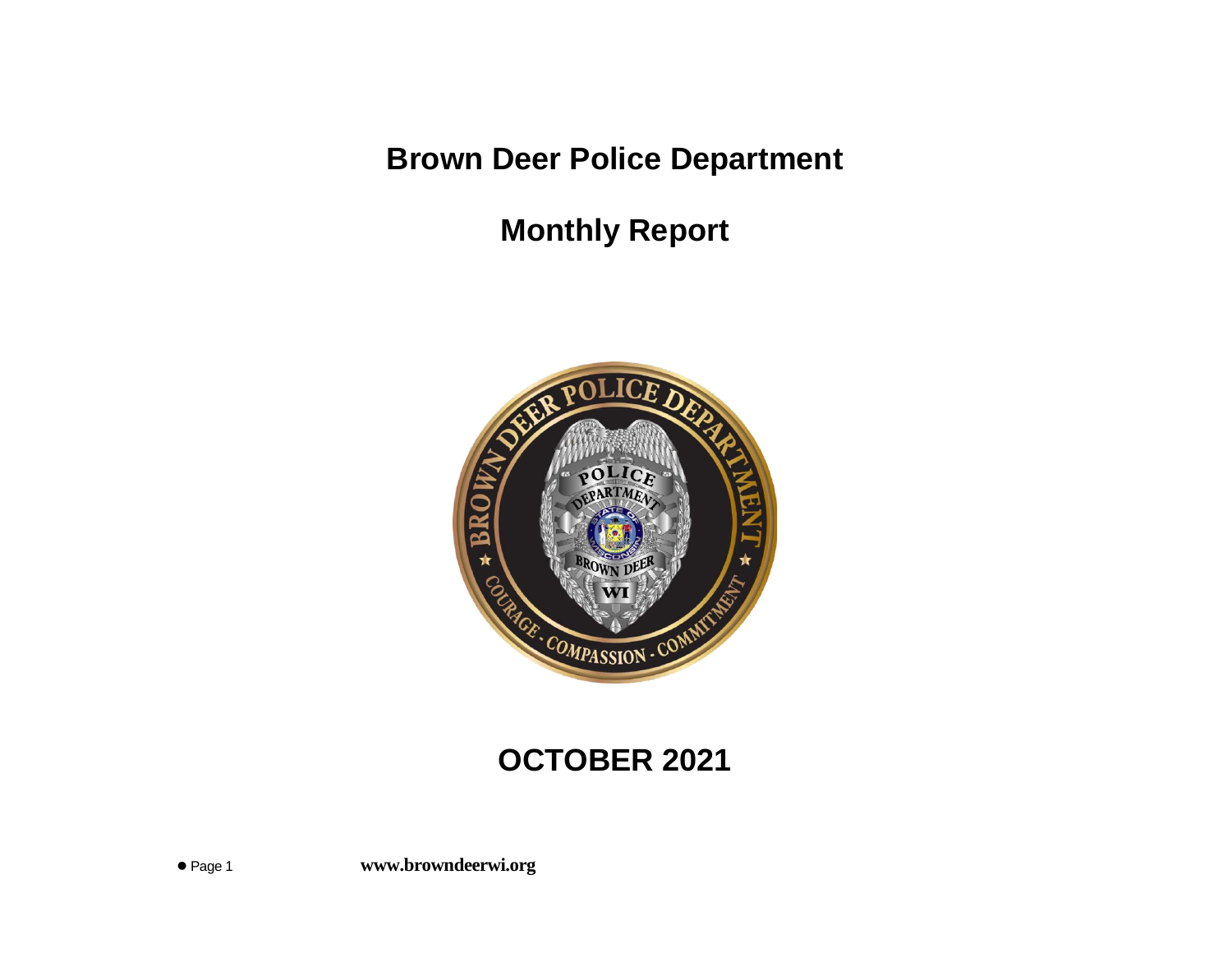# Brown Deer Police Department

## Monthly Report

## OCTOBER 2021

**www.browndeerwi.org**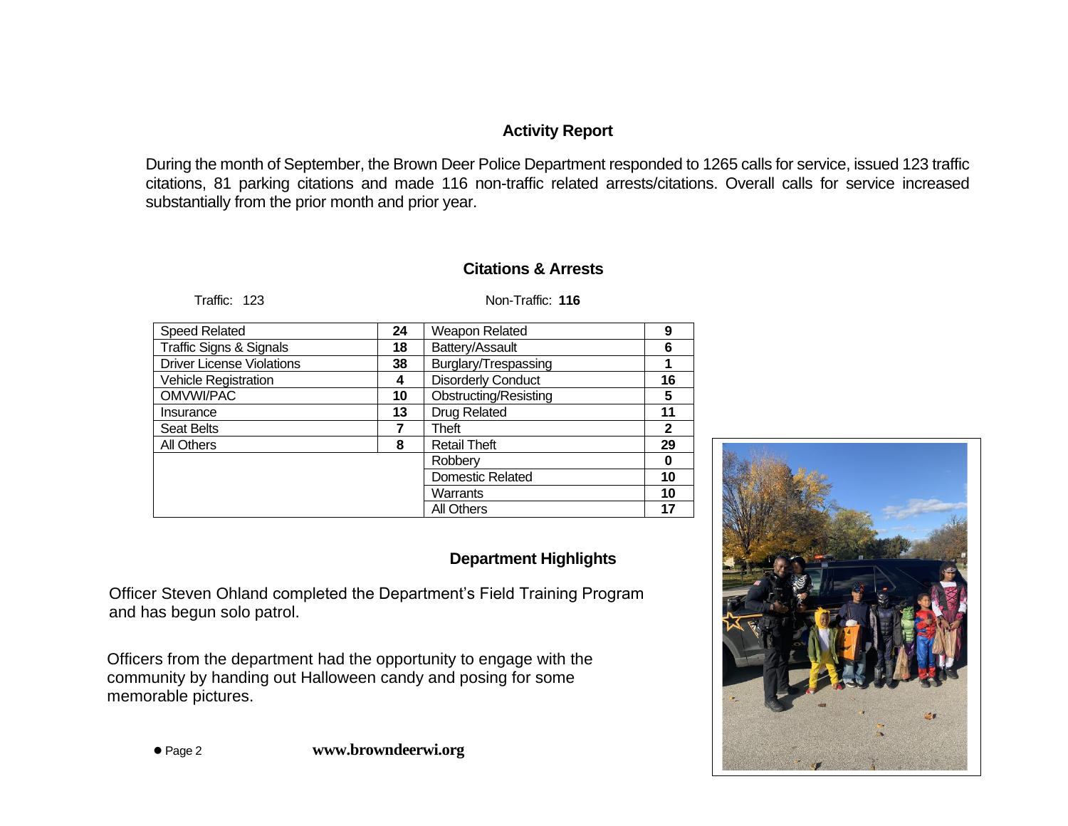## Activity Report

During the month of September, the Brown Deer Police Department responded to 1265 calls for service, issued 123 traffic citations, 81 parking citations and made 116 non-traffic related arrests/citations. Overall calls for service increased substantially from the prior month and prior year.

## Citations & Arrests

Traffic: 123 | Non-Traffic: **116**

| Traffic | | Non-Traffic | |
|---|---|---|---|
| Speed Related | **24** | Weapon Related | **9** |
| Traffic Signs & Signals | **18** | Battery/Assault | **6** |
| Driver License Violations | **38** | Burglary/Trespassing | **1** |
| Vehicle Registration | **4** | Disorderly Conduct | **16** |
| OMVWI/PAC | **10** | Obstructing/Resisting | **5** |
| Insurance | **13** | Drug Related | **11** |
| Seat Belts | **7** | Theft | **2** |
| All Others | **8** | Retail Theft | **29** |
| | | Robbery | **0** |
| | | Domestic Related | **10** |
| | | Warrants | **10** |
| | | All Others | **17** |

## Department Highlights

Officer Steven Ohland completed the Department's Field Training Program and has begun solo patrol.

Officers from the department had the opportunity to engage with the community by handing out Halloween candy and posing for some memorable pictures.

**www.browndeerwi.org**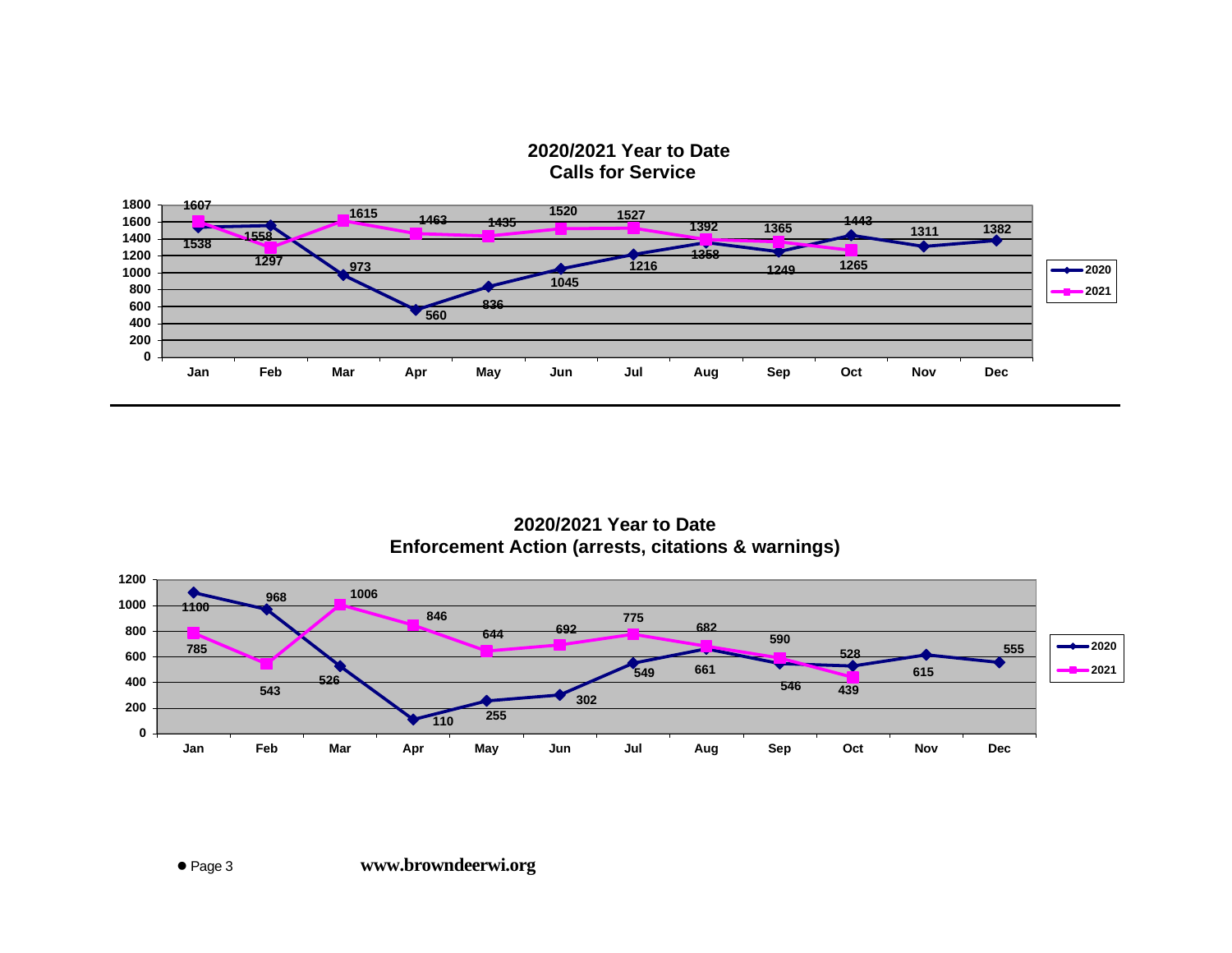## 2020/2021 Year to Date Calls for Service

| Month | 2020 | 2021 |
|---|---|---|
| Jan | 1538 | 1607 |
| Feb | 1558 | 1297 |
| Mar | 973 | 1615 |
| Apr | 560 | 1463 |
| May | 836 | 1435 |
| Jun | 1045 | 1520 |
| Jul | 1216 | 1527 |
| Aug | 1358 | 1392 |
| Sep | 1249 | 1365 |
| Oct | 1443 | 1265 |
| Nov | 1311 | |
| Dec | 1382 | |

## 2020/2021 Year to Date Enforcement Action (arrests, citations & warnings)

| Month | 2020 | 2021 |
|---|---|---|
| Jan | 1100 | 785 |
| Feb | 968 | 543 |
| Mar | 526 | 1006 |
| Apr | 110 | 846 |
| May | 255 | 644 |
| Jun | 302 | 692 |
| Jul | 549 | 775 |
| Aug | 661 | 682 |
| Sep | 546 | 590 |
| Oct | 528 | 439 |
| Nov | 615 | |
| Dec | 555 | |

www.browndeerwi.org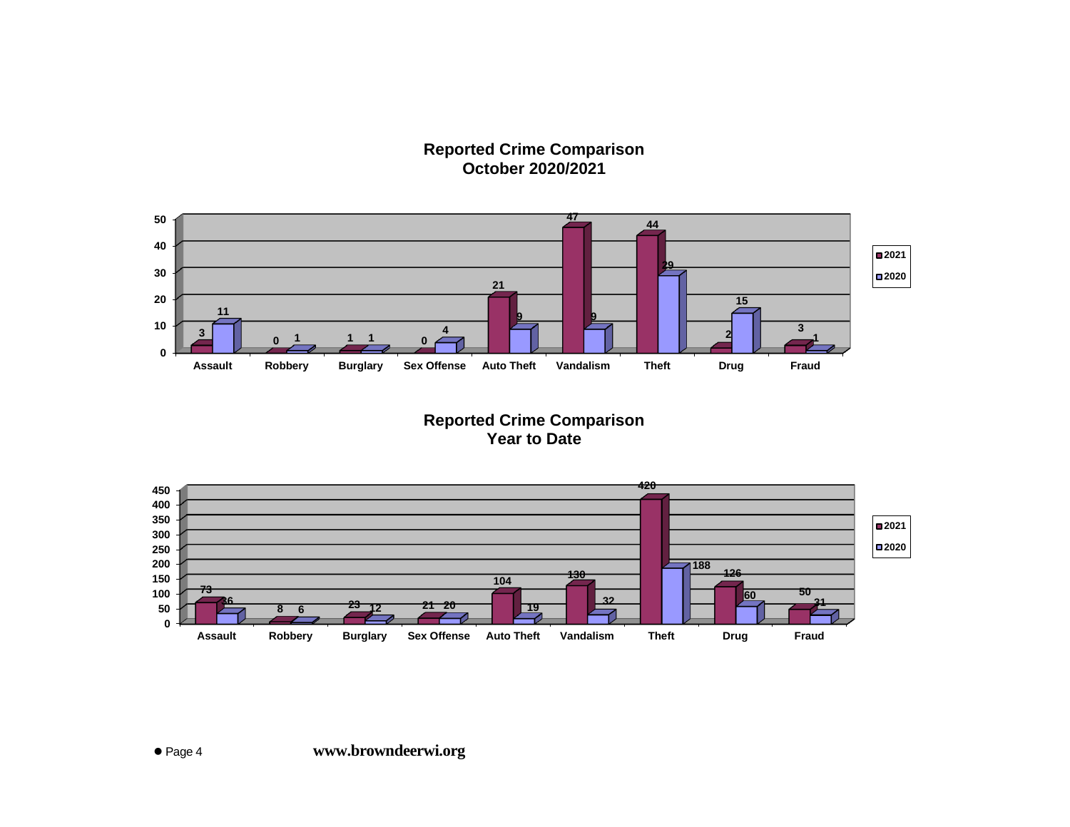## Reported Crime Comparison
## October 2020/2021

| | Assault | Robbery | Burglary | Sex Offense | Auto Theft | Vandalism | Theft | Drug | Fraud |
|---|---|---|---|---|---|---|---|---|---|
| 2021 | 3 | 0 | 1 | 0 | 21 | 47 | 44 | 2 | 3 |
| 2020 | 11 | 1 | 1 | 4 | 9 | 9 | 29 | 15 | 1 |

## Reported Crime Comparison
## Year to Date

| | Assault | Robbery | Burglary | Sex Offense | Auto Theft | Vandalism | Theft | Drug | Fraud |
|---|---|---|---|---|---|---|---|---|---|
| 2021 | 73 | 8 | 23 | 21 | 104 | 130 | 420 | 126 | 50 |
| 2020 | 36 | 6 | 12 | 20 | 19 | 32 | 188 | 60 | 31 |

**www.browndeerwi.org**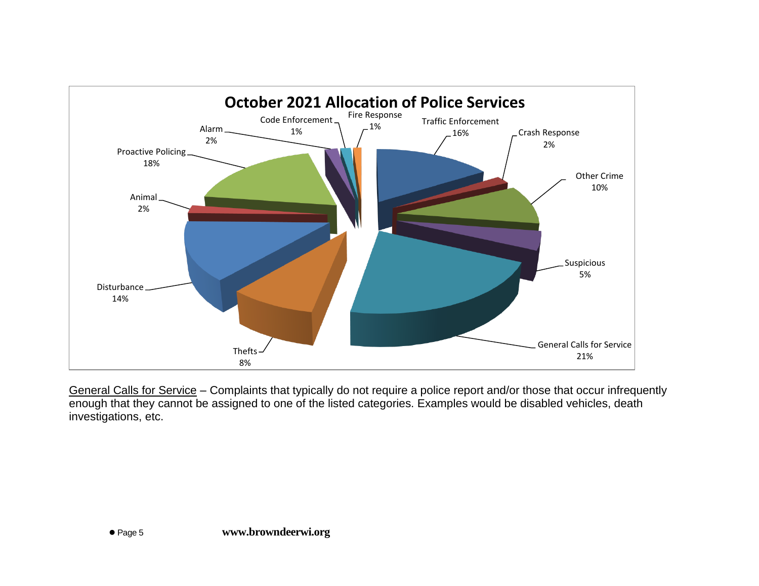## October 2021 Allocation of Police Services

| Category | Percentage |
| --- | --- |
| Traffic Enforcement | 16% |
| Crash Response | 2% |
| Other Crime | 10% |
| Suspicious | 5% |
| General Calls for Service | 21% |
| Thefts | 8% |
| Disturbance | 14% |
| Animal | 2% |
| Proactive Policing | 18% |
| Alarm | 2% |
| Code Enforcement | 1% |
| Fire Response | 1% |

General Calls for Service – Complaints that typically do not require a police report and/or those that occur infrequently enough that they cannot be assigned to one of the listed categories. Examples would be disabled vehicles, death investigations, etc.

**www.browndeerwi.org**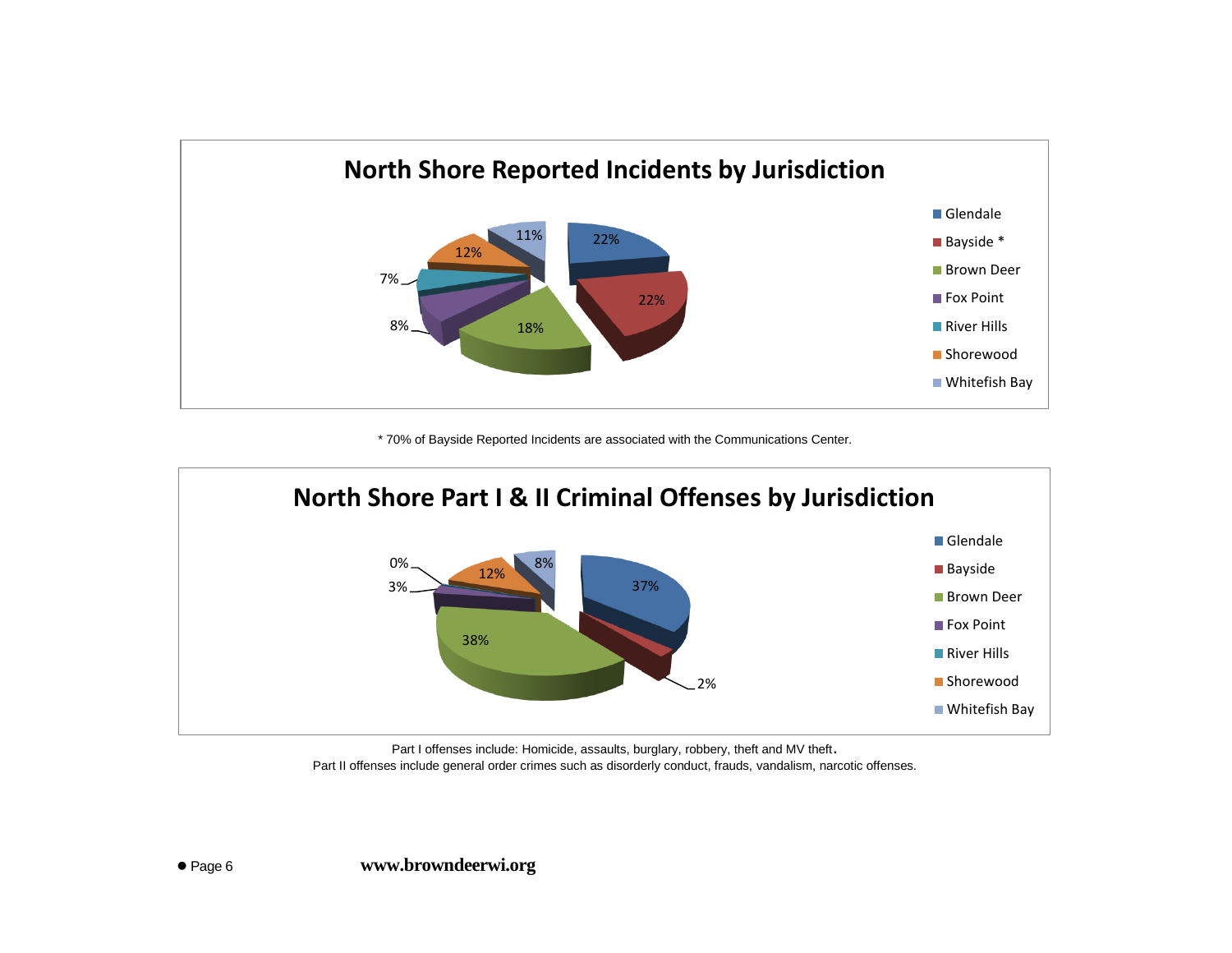## North Shore Reported Incidents by Jurisdiction

| Jurisdiction | Percentage |
|---|---|
| Glendale | 22% |
| Bayside * | 22% |
| Brown Deer | 18% |
| Fox Point | 8% |
| River Hills | 7% |
| Shorewood | 12% |
| Whitefish Bay | 11% |

\* 70% of Bayside Reported Incidents are associated with the Communications Center.

## North Shore Part I & II Criminal Offenses by Jurisdiction

| Jurisdiction | Percentage |
|---|---|
| Glendale | 37% |
| Bayside | 2% |
| Brown Deer | 38% |
| Fox Point | 3% |
| River Hills | 0% |
| Shorewood | 12% |
| Whitefish Bay | 8% |

Part I offenses include: Homicide, assaults, burglary, robbery, theft and MV theft.
Part II offenses include general order crimes such as disorderly conduct, frauds, vandalism, narcotic offenses.

**www.browndeerwi.org**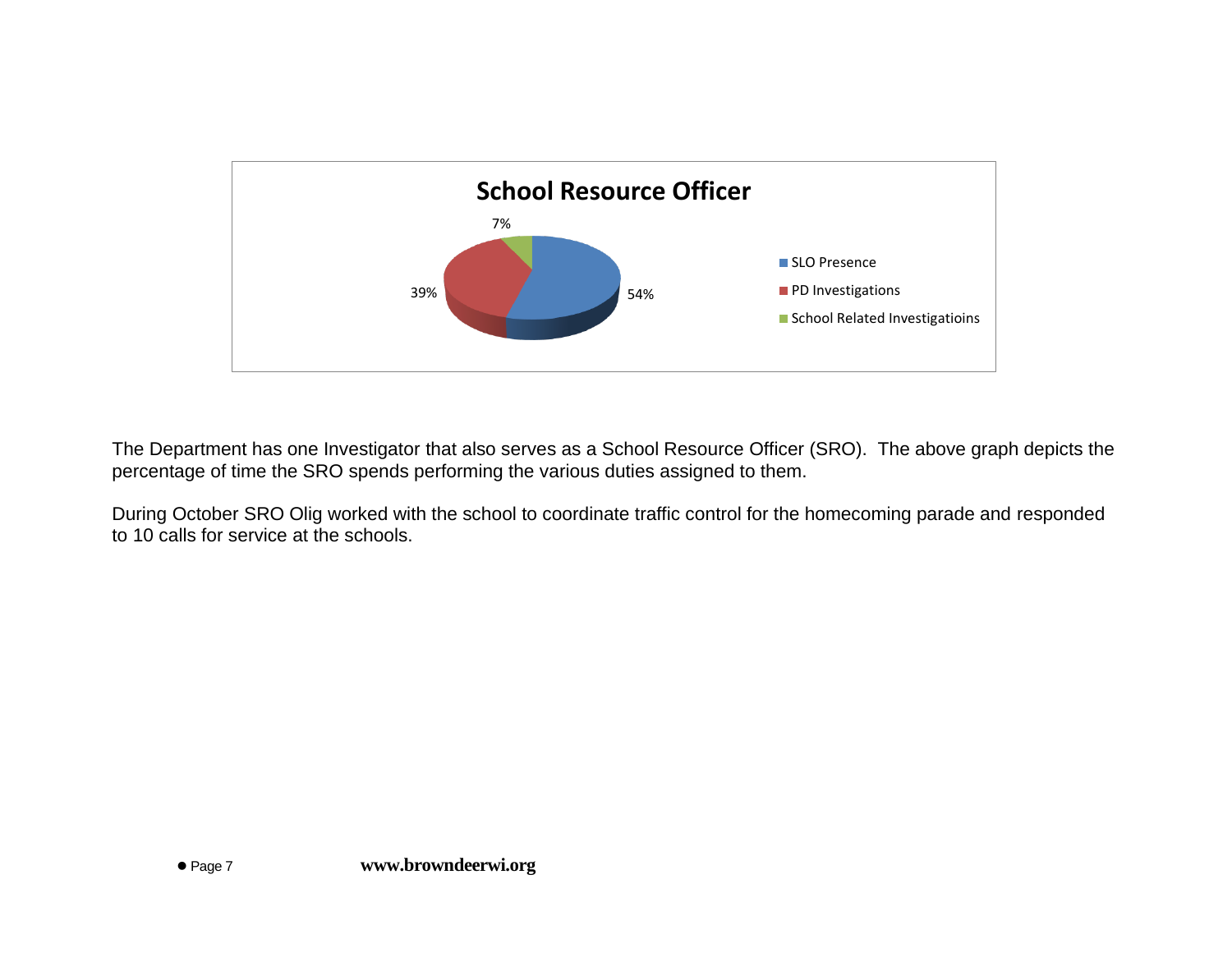School Resource Officer

7%

39%

54%

SLO Presence

PD Investigations

School Related Investigatioins

The Department has one Investigator that also serves as a School Resource Officer (SRO). The above graph depicts the percentage of time the SRO spends performing the various duties assigned to them.

During October SRO Olig worked with the school to coordinate traffic control for the homecoming parade and responded to 10 calls for service at the schools.